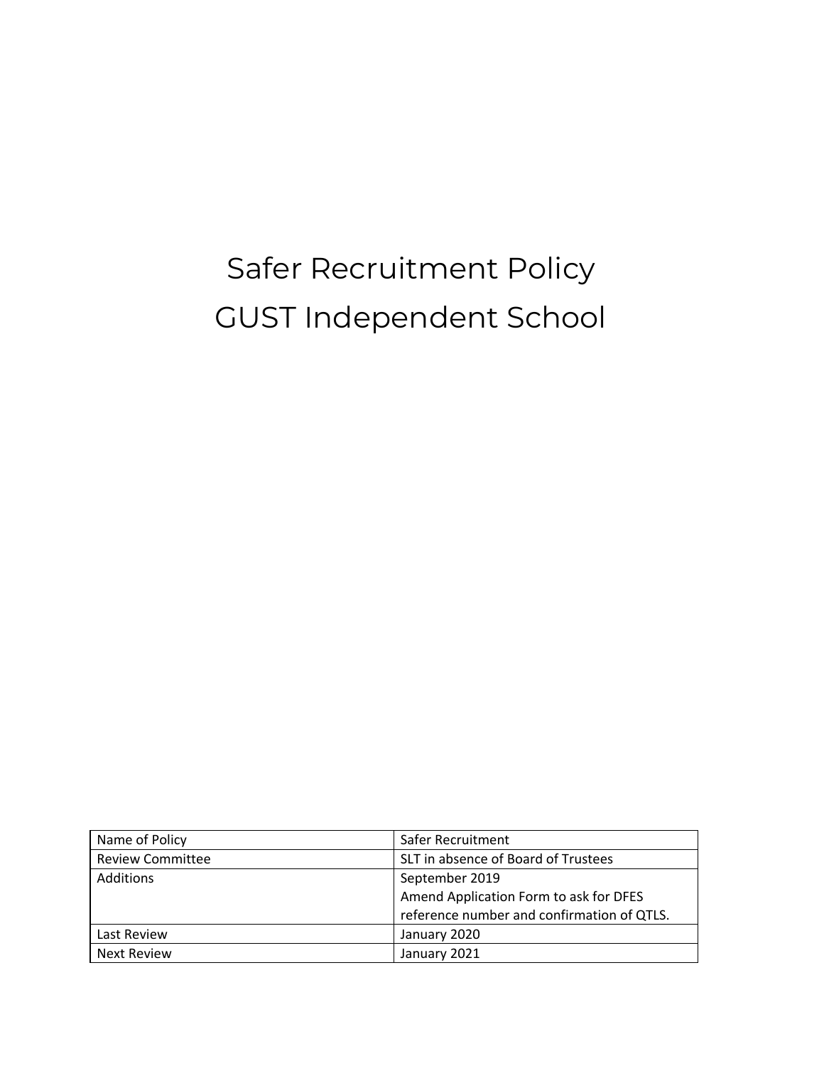# Safer Recruitment Policy

# GUST Independent School

| Name of Policy | Safer Recruitment |
|---|---|
| Review Committee | SLT in absence of Board of Trustees |
| Additions | September 2019<br>Amend Application Form to ask for DFES reference number and confirmation of QTLS. |
| Last Review | January 2020 |
| Next Review | January 2021 |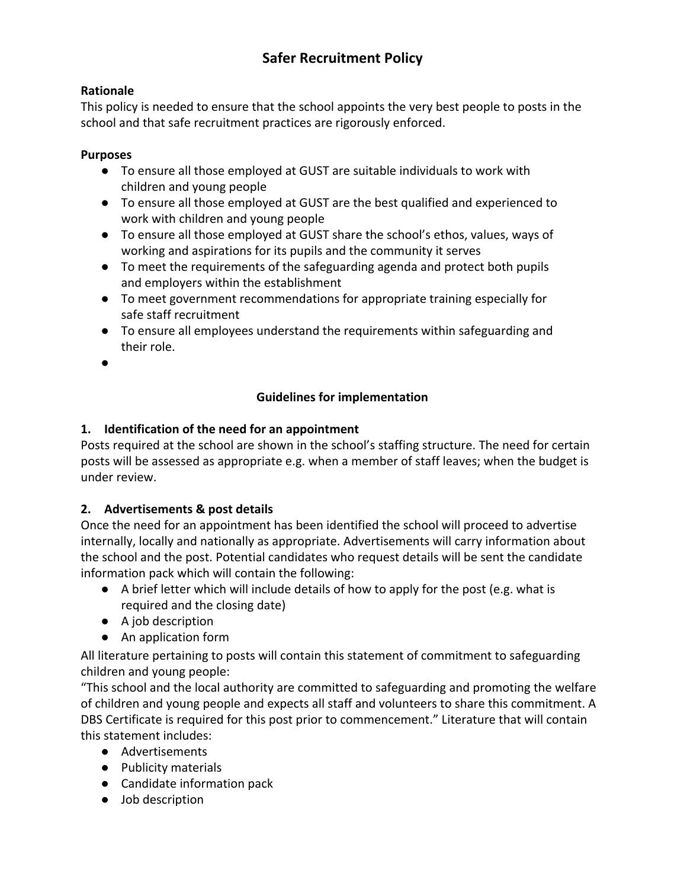# Safer Recruitment Policy

**Rationale**

This policy is needed to ensure that the school appoints the very best people to posts in the school and that safe recruitment practices are rigorously enforced.

**Purposes**

- To ensure all those employed at GUST are suitable individuals to work with children and young people
- To ensure all those employed at GUST are the best qualified and experienced to work with children and young people
- To ensure all those employed at GUST share the school's ethos, values, ways of working and aspirations for its pupils and the community it serves
- To meet the requirements of the safeguarding agenda and protect both pupils and employers within the establishment
- To meet government recommendations for appropriate training especially for safe staff recruitment
- To ensure all employees understand the requirements within safeguarding and their role.

## Guidelines for implementation

### 1. Identification of the need for an appointment

Posts required at the school are shown in the school's staffing structure. The need for certain posts will be assessed as appropriate e.g. when a member of staff leaves; when the budget is under review.

### 2. Advertisements & post details

Once the need for an appointment has been identified the school will proceed to advertise internally, locally and nationally as appropriate. Advertisements will carry information about the school and the post. Potential candidates who request details will be sent the candidate information pack which will contain the following:

- A brief letter which will include details of how to apply for the post (e.g. what is required and the closing date)
- A job description
- An application form

All literature pertaining to posts will contain this statement of commitment to safeguarding children and young people:

"This school and the local authority are committed to safeguarding and promoting the welfare of children and young people and expects all staff and volunteers to share this commitment. A DBS Certificate is required for this post prior to commencement." Literature that will contain this statement includes:

- Advertisements
- Publicity materials
- Candidate information pack
- Job description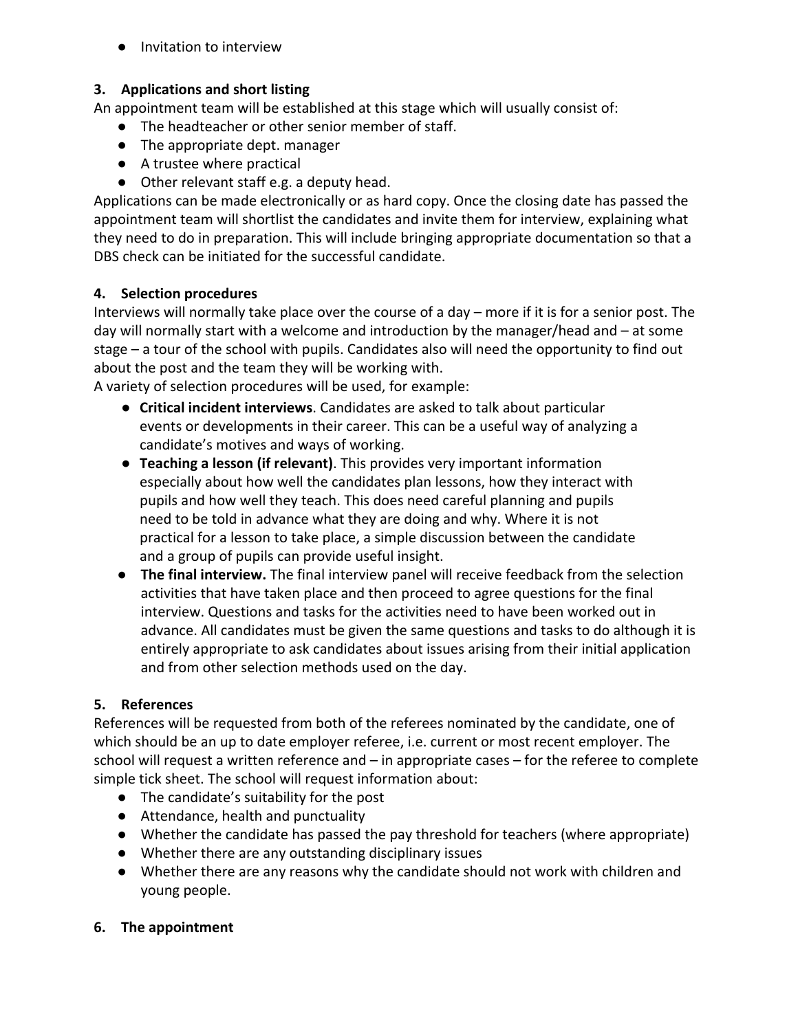- Invitation to interview

### 3. Applications and short listing

An appointment team will be established at this stage which will usually consist of:

- The headteacher or other senior member of staff.
- The appropriate dept. manager
- A trustee where practical
- Other relevant staff e.g. a deputy head.

Applications can be made electronically or as hard copy. Once the closing date has passed the appointment team will shortlist the candidates and invite them for interview, explaining what they need to do in preparation. This will include bringing appropriate documentation so that a DBS check can be initiated for the successful candidate.

### 4. Selection procedures

Interviews will normally take place over the course of a day – more if it is for a senior post. The day will normally start with a welcome and introduction by the manager/head and – at some stage – a tour of the school with pupils. Candidates also will need the opportunity to find out about the post and the team they will be working with.

A variety of selection procedures will be used, for example:

- **Critical incident interviews**. Candidates are asked to talk about particular events or developments in their career. This can be a useful way of analyzing a candidate's motives and ways of working.
- **Teaching a lesson (if relevant)**. This provides very important information especially about how well the candidates plan lessons, how they interact with pupils and how well they teach. This does need careful planning and pupils need to be told in advance what they are doing and why. Where it is not practical for a lesson to take place, a simple discussion between the candidate and a group of pupils can provide useful insight.
- **The final interview.** The final interview panel will receive feedback from the selection activities that have taken place and then proceed to agree questions for the final interview. Questions and tasks for the activities need to have been worked out in advance. All candidates must be given the same questions and tasks to do although it is entirely appropriate to ask candidates about issues arising from their initial application and from other selection methods used on the day.

### 5. References

References will be requested from both of the referees nominated by the candidate, one of which should be an up to date employer referee, i.e. current or most recent employer. The school will request a written reference and – in appropriate cases – for the referee to complete simple tick sheet. The school will request information about:

- The candidate's suitability for the post
- Attendance, health and punctuality
- Whether the candidate has passed the pay threshold for teachers (where appropriate)
- Whether there are any outstanding disciplinary issues
- Whether there are any reasons why the candidate should not work with children and young people.

### 6. The appointment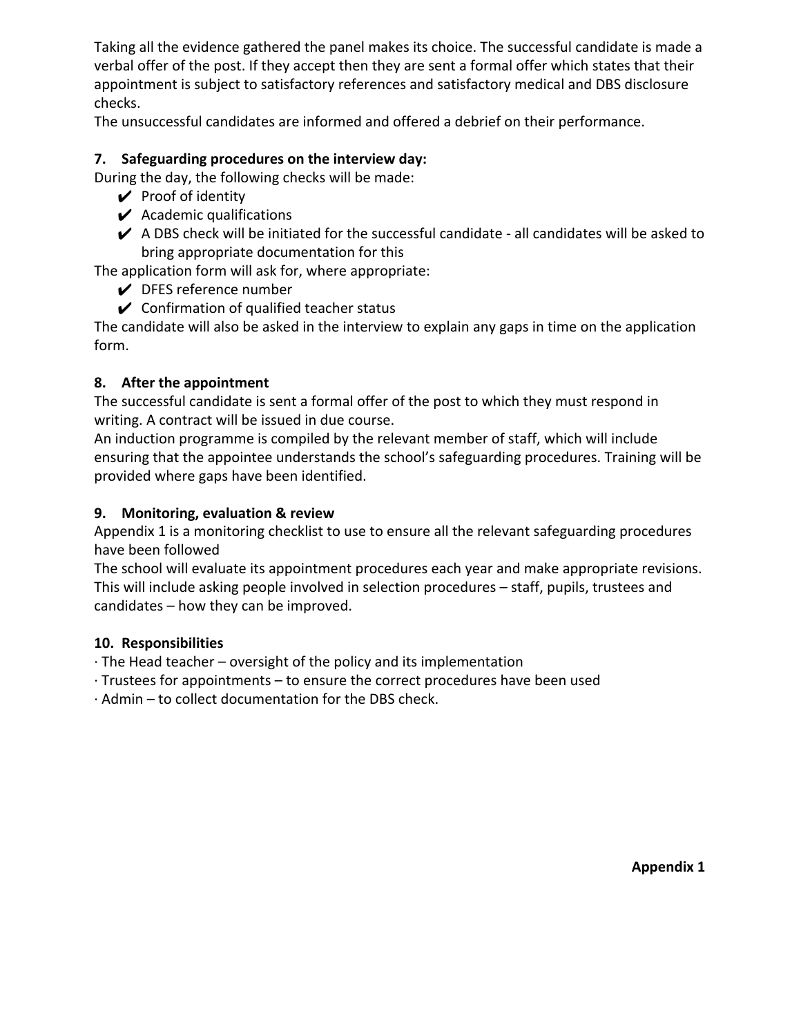Taking all the evidence gathered the panel makes its choice. The successful candidate is made a verbal offer of the post. If they accept then they are sent a formal offer which states that their appointment is subject to satisfactory references and satisfactory medical and DBS disclosure checks.

The unsuccessful candidates are informed and offered a debrief on their performance.

### 7. Safeguarding procedures on the interview day:

During the day, the following checks will be made:

- ✔ Proof of identity
- ✔ Academic qualifications
- ✔ A DBS check will be initiated for the successful candidate - all candidates will be asked to bring appropriate documentation for this

The application form will ask for, where appropriate:

- ✔ DFES reference number
- ✔ Confirmation of qualified teacher status

The candidate will also be asked in the interview to explain any gaps in time on the application form.

### 8. After the appointment

The successful candidate is sent a formal offer of the post to which they must respond in writing. A contract will be issued in due course.

An induction programme is compiled by the relevant member of staff, which will include ensuring that the appointee understands the school's safeguarding procedures. Training will be provided where gaps have been identified.

### 9. Monitoring, evaluation & review

Appendix 1 is a monitoring checklist to use to ensure all the relevant safeguarding procedures have been followed

The school will evaluate its appointment procedures each year and make appropriate revisions. This will include asking people involved in selection procedures – staff, pupils, trustees and candidates – how they can be improved.

### 10. Responsibilities

· The Head teacher – oversight of the policy and its implementation
· Trustees for appointments – to ensure the correct procedures have been used
· Admin – to collect documentation for the DBS check.

**Appendix 1**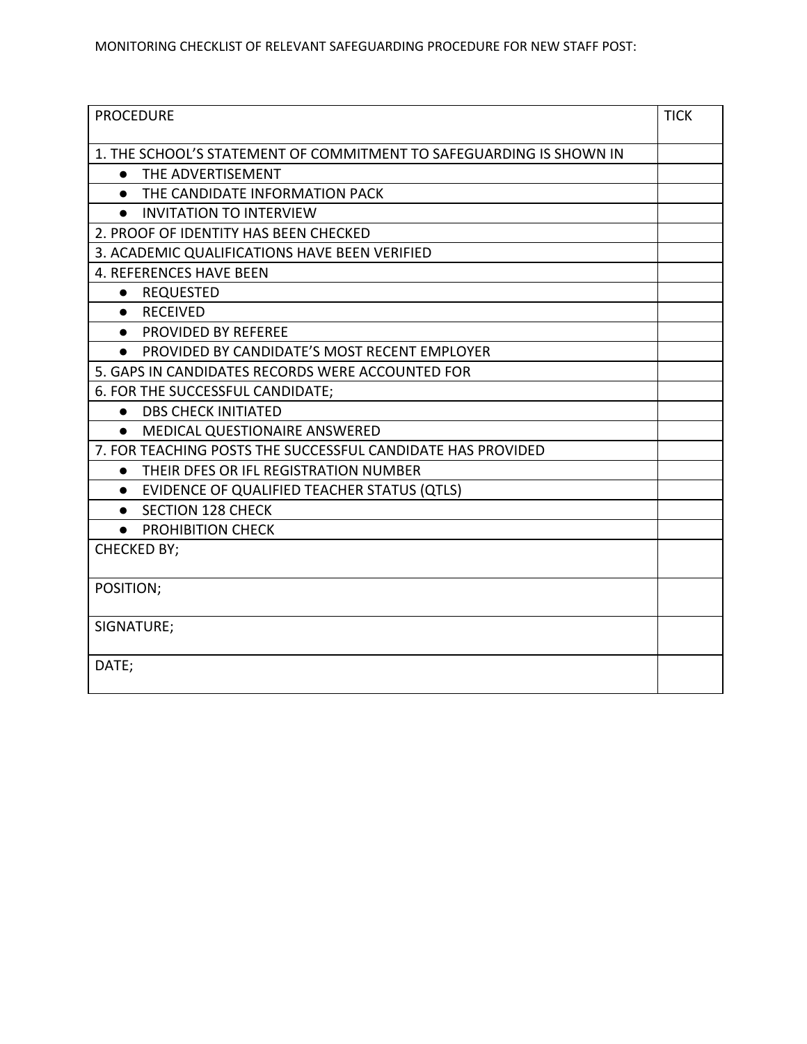MONITORING CHECKLIST OF RELEVANT SAFEGUARDING PROCEDURE FOR NEW STAFF POST:

| PROCEDURE | TICK |
|---|---|
| 1. THE SCHOOL'S STATEMENT OF COMMITMENT TO SAFEGUARDING IS SHOWN IN | |
| ● THE ADVERTISEMENT | |
| ● THE CANDIDATE INFORMATION PACK | |
| ● INVITATION TO INTERVIEW | |
| 2. PROOF OF IDENTITY HAS BEEN CHECKED | |
| 3. ACADEMIC QUALIFICATIONS HAVE BEEN VERIFIED | |
| 4. REFERENCES HAVE BEEN | |
| ● REQUESTED | |
| ● RECEIVED | |
| ● PROVIDED BY REFEREE | |
| ● PROVIDED BY CANDIDATE'S MOST RECENT EMPLOYER | |
| 5. GAPS IN CANDIDATES RECORDS WERE ACCOUNTED FOR | |
| 6. FOR THE SUCCESSFUL CANDIDATE; | |
| ● DBS CHECK INITIATED | |
| ● MEDICAL QUESTIONAIRE ANSWERED | |
| 7. FOR TEACHING POSTS THE SUCCESSFUL CANDIDATE HAS PROVIDED | |
| ● THEIR DFES OR IFL REGISTRATION NUMBER | |
| ● EVIDENCE OF QUALIFIED TEACHER STATUS (QTLS) | |
| ● SECTION 128 CHECK | |
| ● PROHIBITION CHECK | |
| CHECKED BY; | |
| POSITION; | |
| SIGNATURE; | |
| DATE; | |